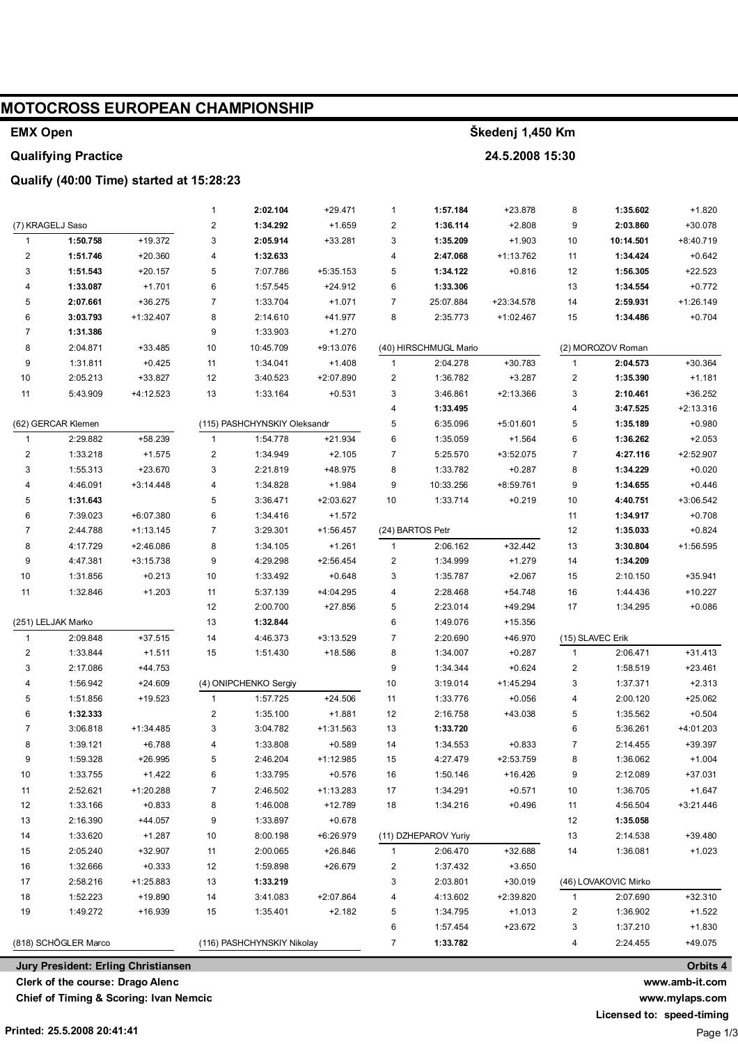# MOTOCROSS EUROPEAN CHAMPIONSHIP

**EMX Open** — **Škedenj 1,450 Km**

**Qualifying Practice** — **24.5.2008 15:30**

**Qualify (40:00 Time) started at 15:28:23**

### (7) KRAGELJ Saso

| Lap | Time | Gap |
|---|---|---|
| 1 | **1:50.758** | +19.372 |
| 2 | **1:51.746** | +20.360 |
| 3 | **1:51.543** | +20.157 |
| 4 | **1:33.087** | +1.701 |
| 5 | **2:07.661** | +36.275 |
| 6 | **3:03.793** | +1:32.407 |
| 7 | **1:31.386** | |
| 8 | 2:04.871 | +33.485 |
| 9 | 1:31.811 | +0.425 |
| 10 | 2:05.213 | +33.827 |
| 11 | 5:43.909 | +4:12.523 |

### (62) GERCAR Klemen

| Lap | Time | Gap |
|---|---|---|
| 1 | 2:29.882 | +58.239 |
| 2 | 1:33.218 | +1.575 |
| 3 | 1:55.313 | +23.670 |
| 4 | 4:46.091 | +3:14.448 |
| 5 | **1:31.643** | |
| 6 | 7:39.023 | +6:07.380 |
| 7 | 2:44.788 | +1:13.145 |
| 8 | 4:17.729 | +2:46.086 |
| 9 | 4:47.381 | +3:15.738 |
| 10 | 1:31.856 | +0.213 |
| 11 | 1:32.846 | +1.203 |

### (251) LELJAK Marko

| Lap | Time | Gap |
|---|---|---|
| 1 | 2:09.848 | +37.515 |
| 2 | 1:33.844 | +1.511 |
| 3 | 2:17.086 | +44.753 |
| 4 | 1:56.942 | +24.609 |
| 5 | 1:51.856 | +19.523 |
| 6 | **1:32.333** | |
| 7 | 3:06.818 | +1:34.485 |
| 8 | 1:39.121 | +6.788 |
| 9 | 1:59.328 | +26.995 |
| 10 | 1:33.755 | +1.422 |
| 11 | 2:52.621 | +1:20.288 |
| 12 | 1:33.166 | +0.833 |
| 13 | 2:16.390 | +44.057 |
| 14 | 1:33.620 | +1.287 |
| 15 | 2:05.240 | +32.907 |
| 16 | 1:32.666 | +0.333 |
| 17 | 2:58.216 | +1:25.883 |
| 18 | 1:52.223 | +19.890 |
| 19 | 1:49.272 | +16.939 |

### (818) SCHÖGLER Marco

| Lap | Time | Gap |
|---|---|---|
| 1 | **2:02.104** | +29.471 |
| 2 | **1:34.292** | +1.659 |
| 3 | **2:05.914** | +33.281 |
| 4 | **1:32.633** | |
| 5 | 7:07.786 | +5:35.153 |
| 6 | 1:57.545 | +24.912 |
| 7 | 1:33.704 | +1.071 |
| 8 | 2:14.610 | +41.977 |
| 9 | 1:33.903 | +1.270 |
| 10 | 10:45.709 | +9:13.076 |
| 11 | 1:34.041 | +1.408 |
| 12 | 3:40.523 | +2:07.890 |
| 13 | 1:33.164 | +0.531 |

### (115) PASHCHYNSKIY Oleksandr

| Lap | Time | Gap |
|---|---|---|
| 1 | 1:54.778 | +21.934 |
| 2 | 1:34.949 | +2.105 |
| 3 | 2:21.819 | +48.975 |
| 4 | 1:34.828 | +1.984 |
| 5 | 3:36.471 | +2:03.627 |
| 6 | 1:34.416 | +1.572 |
| 7 | 3:29.301 | +1:56.457 |
| 8 | 1:34.105 | +1.261 |
| 9 | 4:29.298 | +2:56.454 |
| 10 | 1:33.492 | +0.648 |
| 11 | 5:37.139 | +4:04.295 |
| 12 | 2:00.700 | +27.856 |
| 13 | **1:32.844** | |
| 14 | 4:46.373 | +3:13.529 |
| 15 | 1:51.430 | +18.586 |

### (4) ONIPCHENKO Sergiy

| Lap | Time | Gap |
|---|---|---|
| 1 | 1:57.725 | +24.506 |
| 2 | 1:35.100 | +1.881 |
| 3 | 3:04.782 | +1:31.563 |
| 4 | 1:33.808 | +0.589 |
| 5 | 2:46.204 | +1:12.985 |
| 6 | 1:33.795 | +0.576 |
| 7 | 2:46.502 | +1:13.283 |
| 8 | 1:46.008 | +12.789 |
| 9 | 1:33.897 | +0.678 |
| 10 | 8:00.198 | +6:26.979 |
| 11 | 2:00.065 | +26.846 |
| 12 | 1:59.898 | +26.679 |
| 13 | **1:33.219** | |
| 14 | 3:41.083 | +2:07.864 |
| 15 | 1:35.401 | +2.182 |

### (116) PASHCHYNSKIY Nikolay

| Lap | Time | Gap |
|---|---|---|
| 1 | **1:57.184** | +23.878 |
| 2 | **1:36.114** | +2.808 |
| 3 | **1:35.209** | +1.903 |
| 4 | **2:47.068** | +1:13.762 |
| 5 | **1:34.122** | +0.816 |
| 6 | **1:33.306** | |
| 7 | 25:07.884 | +23:34.578 |
| 8 | 2:35.773 | +1:02.467 |

### (40) HIRSCHMUGL Mario

| Lap | Time | Gap |
|---|---|---|
| 1 | 2:04.278 | +30.783 |
| 2 | 1:36.782 | +3.287 |
| 3 | 3:46.861 | +2:13.366 |
| 4 | **1:33.495** | |
| 5 | 6:35.096 | +5:01.601 |
| 6 | 1:35.059 | +1.564 |
| 7 | 5:25.570 | +3:52.075 |
| 8 | 1:33.782 | +0.287 |
| 9 | 10:33.256 | +8:59.761 |
| 10 | 1:33.714 | +0.219 |

### (24) BARTOS Petr

| Lap | Time | Gap |
|---|---|---|
| 1 | 2:06.162 | +32.442 |
| 2 | 1:34.999 | +1.279 |
| 3 | 1:35.787 | +2.067 |
| 4 | 2:28.468 | +54.748 |
| 5 | 2:23.014 | +49.294 |
| 6 | 1:49.076 | +15.356 |
| 7 | 2:20.690 | +46.970 |
| 8 | 1:34.007 | +0.287 |
| 9 | 1:34.344 | +0.624 |
| 10 | 3:19.014 | +1:45.294 |
| 11 | 1:33.776 | +0.056 |
| 12 | 2:16.758 | +43.038 |
| 13 | **1:33.720** | |
| 14 | 1:34.553 | +0.833 |
| 15 | 4:27.479 | +2:53.759 |
| 16 | 1:50.146 | +16.426 |
| 17 | 1:34.291 | +0.571 |
| 18 | 1:34.216 | +0.496 |

### (11) DZHEPAROV Yuriy

| Lap | Time | Gap |
|---|---|---|
| 1 | 2:06.470 | +32.688 |
| 2 | 1:37.432 | +3.650 |
| 3 | 2:03.801 | +30.019 |
| 4 | 4:13.602 | +2:39.820 |
| 5 | 1:34.795 | +1.013 |
| 6 | 1:57.454 | +23.672 |
| 7 | **1:33.782** | |
| 8 | **1:35.602** | +1.820 |
| 9 | **2:03.860** | +30.078 |
| 10 | **10:14.501** | +8:40.719 |
| 11 | **1:34.424** | +0.642 |
| 12 | **1:56.305** | +22.523 |
| 13 | **1:34.554** | +0.772 |
| 14 | **2:59.931** | +1:26.149 |
| 15 | **1:34.486** | +0.704 |

### (2) MOROZOV Roman

| Lap | Time | Gap |
|---|---|---|
| 1 | **2:04.573** | +30.364 |
| 2 | **1:35.390** | +1.181 |
| 3 | **2:10.461** | +36.252 |
| 4 | **3:47.525** | +2:13.316 |
| 5 | **1:35.189** | +0.980 |
| 6 | **1:36.262** | +2.053 |
| 7 | **4:27.116** | +2:52.907 |
| 8 | **1:34.229** | +0.020 |
| 9 | **1:34.655** | +0.446 |
| 10 | **4:40.751** | +3:06.542 |
| 11 | **1:34.917** | +0.708 |
| 12 | **1:35.033** | +0.824 |
| 13 | **3:30.804** | +1:56.595 |
| 14 | **1:34.209** | |
| 15 | 2:10.150 | +35.941 |
| 16 | 1:44.436 | +10.227 |
| 17 | 1:34.295 | +0.086 |

### (15) SLAVEC Erik

| Lap | Time | Gap |
|---|---|---|
| 1 | 2:06.471 | +31.413 |
| 2 | 1:58.519 | +23.461 |
| 3 | 1:37.371 | +2.313 |
| 4 | 2:00.120 | +25.062 |
| 5 | 1:35.562 | +0.504 |
| 6 | 5:36.261 | +4:01.203 |
| 7 | 2:14.455 | +39.397 |
| 8 | 1:36.062 | +1.004 |
| 9 | 2:12.089 | +37.031 |
| 10 | 1:36.705 | +1.647 |
| 11 | 4:56.504 | +3:21.446 |
| 12 | **1:35.058** | |
| 13 | 2:14.538 | +39.480 |
| 14 | 1:36.081 | +1.023 |

### (46) LOVAKOVIC Mirko

| Lap | Time | Gap |
|---|---|---|
| 1 | 2:07.690 | +32.310 |
| 2 | 1:36.902 | +1.522 |
| 3 | 1:37.210 | +1.830 |
| 4 | 2:24.455 | +49.075 |

**Jury President: Erling Christiansen**

**Clerk of the course: Drago Alenc**

**Chief of Timing & Scoring: Ivan Nemcic**

**Orbits 4**

**www.amb-it.com**

**www.mylaps.com**

**Licensed to: speed-timing**

**Printed: 25.5.2008 20:41:41**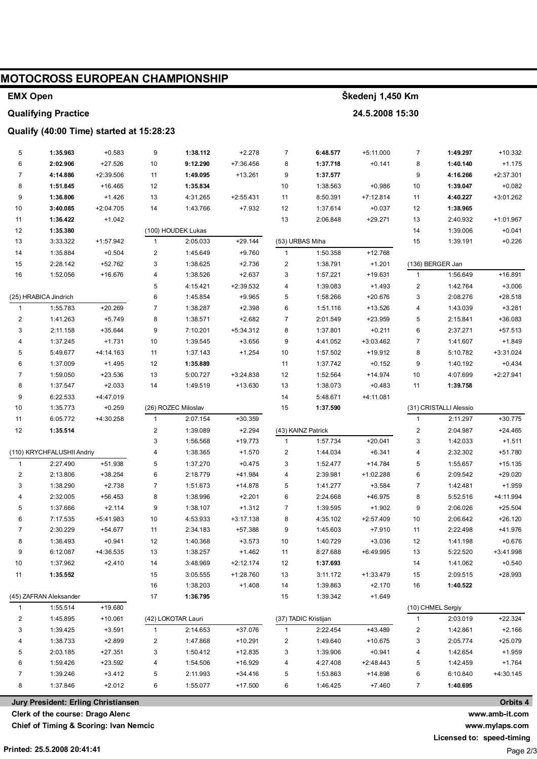# MOTOCROSS EUROPEAN CHAMPIONSHIP

**EMX Open** — **Škedenj 1,450 Km**

**Qualifying Practice** — **24.5.2008 15:30**

**Qualify (40:00 Time) started at 15:28:23**

| Lap | Time | Diff |
|---|---|---|
| 5 | **1:35.963** | +0.583 |
| 6 | **2:02.906** | +27.526 |
| 7 | **4:14.886** | +2:39.506 |
| 8 | **1:51.845** | +16.465 |
| 9 | **1:36.806** | +1.426 |
| 10 | **3:40.085** | +2:04.705 |
| 11 | **1:36.422** | +1.042 |
| 12 | **1:35.380** | |
| 13 | 3:33.322 | +1:57.942 |
| 14 | 1:35.884 | +0.504 |
| 15 | 2:28.142 | +52.762 |
| 16 | 1:52.056 | +16.676 |

(25) HRABICA Jindrich

| Lap | Time | Diff |
|---|---|---|
| 1 | 1:55.783 | +20.269 |
| 2 | 1:41.263 | +5.749 |
| 3 | 2:11.158 | +35.644 |
| 4 | 1:37.245 | +1.731 |
| 5 | 5:49.677 | +4:14.163 |
| 6 | 1:37.009 | +1.495 |
| 7 | 1:59.050 | +23.536 |
| 8 | 1:37.547 | +2.033 |
| 9 | 6:22.533 | +4:47.019 |
| 10 | 1:35.773 | +0.259 |
| 11 | 6:05.772 | +4:30.258 |
| 12 | **1:35.514** | |

(110) KRYCHFALUSHII Andriy

| Lap | Time | Diff |
|---|---|---|
| 1 | 2:27.490 | +51.938 |
| 2 | 2:13.806 | +38.254 |
| 3 | 1:38.290 | +2.738 |
| 4 | 2:32.005 | +56.453 |
| 5 | 1:37.666 | +2.114 |
| 6 | 7:17.535 | +5:41.983 |
| 7 | 2:30.229 | +54.677 |
| 8 | 1:36.493 | +0.941 |
| 9 | 6:12.087 | +4:36.535 |
| 10 | 1:37.962 | +2.410 |
| 11 | **1:35.552** | |

(45) ZAFRAN Aleksander

| Lap | Time | Diff |
|---|---|---|
| 1 | 1:55.514 | +19.680 |
| 2 | 1:45.895 | +10.061 |
| 3 | 1:39.425 | +3.591 |
| 4 | 1:38.733 | +2.899 |
| 5 | 2:03.185 | +27.351 |
| 6 | 1:59.426 | +23.592 |
| 7 | 1:39.246 | +3.412 |
| 8 | 1:37.846 | +2.012 |

| Lap | Time | Diff |
|---|---|---|
| 9 | **1:38.112** | +2.278 |
| 10 | **9:12.290** | +7:36.456 |
| 11 | **1:49.095** | +13.261 |
| 12 | **1:35.834** | |
| 13 | 4:31.265 | +2:55.431 |
| 14 | 1:43.766 | +7.932 |

(100) HOUDEK Lukas

| Lap | Time | Diff |
|---|---|---|
| 1 | 2:05.033 | +29.144 |
| 2 | 1:45.649 | +9.760 |
| 3 | 1:38.625 | +2.736 |
| 4 | 1:38.526 | +2.637 |
| 5 | 4:15.421 | +2:39.532 |
| 6 | 1:45.854 | +9.965 |
| 7 | 1:38.287 | +2.398 |
| 8 | 1:38.571 | +2.682 |
| 9 | 7:10.201 | +5:34.312 |
| 10 | 1:39.545 | +3.656 |
| 11 | 1:37.143 | +1.254 |
| 12 | **1:35.889** | |
| 13 | 5:00.727 | +3:24.838 |
| 14 | 1:49.519 | +13.630 |

(26) ROZEC Miloslav

| Lap | Time | Diff |
|---|---|---|
| 1 | 2:07.154 | +30.359 |
| 2 | 1:39.089 | +2.294 |
| 3 | 1:56.568 | +19.773 |
| 4 | 1:38.365 | +1.570 |
| 5 | 1:37.270 | +0.475 |
| 6 | 2:18.779 | +41.984 |
| 7 | 1:51.673 | +14.878 |
| 8 | 1:38.996 | +2.201 |
| 9 | 1:38.107 | +1.312 |
| 10 | 4:53.933 | +3:17.138 |
| 11 | 2:34.183 | +57.388 |
| 12 | 1:40.368 | +3.573 |
| 13 | 1:38.257 | +1.462 |
| 14 | 3:48.969 | +2:12.174 |
| 15 | 3:05.555 | +1:28.760 |
| 16 | 1:38.203 | +1.408 |
| 17 | **1:36.795** | |

(42) LOKOTAR Lauri

| Lap | Time | Diff |
|---|---|---|
| 1 | 2:14.653 | +37.076 |
| 2 | 1:47.868 | +10.291 |
| 3 | 1:50.412 | +12.835 |
| 4 | 1:54.506 | +16.929 |
| 5 | 2:11.993 | +34.416 |
| 6 | 1:55.077 | +17.500 |

| Lap | Time | Diff |
|---|---|---|
| 7 | **6:48.577** | +5:11.000 |
| 8 | **1:37.718** | +0.141 |
| 9 | **1:37.577** | |
| 10 | 1:38.563 | +0.986 |
| 11 | 8:50.391 | +7:12.814 |
| 12 | 1:37.614 | +0.037 |
| 13 | 2:06.848 | +29.271 |

(53) URBAS Miha

| Lap | Time | Diff |
|---|---|---|
| 1 | 1:50.358 | +12.768 |
| 2 | 1:38.791 | +1.201 |
| 3 | 1:57.221 | +19.631 |
| 4 | 1:39.083 | +1.493 |
| 5 | 1:58.266 | +20.676 |
| 6 | 1:51.116 | +13.526 |
| 7 | 2:01.549 | +23.959 |
| 8 | 1:37.801 | +0.211 |
| 9 | 4:41.052 | +3:03.462 |
| 10 | 1:57.502 | +19.912 |
| 11 | 1:37.742 | +0.152 |
| 12 | 1:52.564 | +14.974 |
| 13 | 1:38.073 | +0.483 |
| 14 | 5:48.671 | +4:11.081 |
| 15 | **1:37.590** | |

(43) KAINZ Patrick

| Lap | Time | Diff |
|---|---|---|
| 1 | 1:57.734 | +20.041 |
| 2 | 1:44.034 | +6.341 |
| 3 | 1:52.477 | +14.784 |
| 4 | 2:39.981 | +1:02.288 |
| 5 | 1:41.277 | +3.584 |
| 6 | 2:24.668 | +46.975 |
| 7 | 1:39.595 | +1.902 |
| 8 | 4:35.102 | +2:57.409 |
| 9 | 1:45.603 | +7.910 |
| 10 | 1:40.729 | +3.036 |
| 11 | 8:27.688 | +6:49.995 |
| 12 | **1:37.693** | |
| 13 | 3:11.172 | +1:33.479 |
| 14 | 1:39.863 | +2.170 |
| 15 | 1:39.342 | +1.649 |

(37) TADIC Kristijan

| Lap | Time | Diff |
|---|---|---|
| 1 | 2:22.454 | +43.489 |
| 2 | 1:49.640 | +10.675 |
| 3 | 1:39.906 | +0.941 |
| 4 | 4:27.408 | +2:48.443 |
| 5 | 1:53.863 | +14.898 |
| 6 | 1:46.425 | +7.460 |

| Lap | Time | Diff |
|---|---|---|
| 7 | **1:49.297** | +10.332 |
| 8 | **1:40.140** | +1.175 |
| 9 | **4:16.266** | +2:37.301 |
| 10 | **1:39.047** | +0.082 |
| 11 | **4:40.227** | +3:01.262 |
| 12 | **1:38.965** | |
| 13 | 2:40.932 | +1:01.967 |
| 14 | 1:39.006 | +0.041 |
| 15 | 1:39.191 | +0.226 |

(136) BERGER Jan

| Lap | Time | Diff |
|---|---|---|
| 1 | 1:56.649 | +16.891 |
| 2 | 1:42.764 | +3.006 |
| 3 | 2:08.276 | +28.518 |
| 4 | 1:43.039 | +3.281 |
| 5 | 2:15.841 | +36.083 |
| 6 | 2:37.271 | +57.513 |
| 7 | 1:41.607 | +1.849 |
| 8 | 5:10.782 | +3:31.024 |
| 9 | 1:40.192 | +0.434 |
| 10 | 4:07.699 | +2:27.941 |
| 11 | **1:39.758** | |

(31) CRISTALLI Alessio

| Lap | Time | Diff |
|---|---|---|
| 1 | 2:11.297 | +30.775 |
| 2 | 2:04.987 | +24.465 |
| 3 | 1:42.033 | +1.511 |
| 4 | 2:32.302 | +51.780 |
| 5 | 1:55.657 | +15.135 |
| 6 | 2:09.542 | +29.020 |
| 7 | 1:42.481 | +1.959 |
| 8 | 5:52.516 | +4:11.994 |
| 9 | 2:06.026 | +25.504 |
| 10 | 2:06.642 | +26.120 |
| 11 | 2:22.498 | +41.976 |
| 12 | 1:41.198 | +0.676 |
| 13 | 5:22.520 | +3:41.998 |
| 14 | 1:41.062 | +0.540 |
| 15 | 2:09.515 | +28.993 |
| 16 | **1:40.522** | |

(10) CHMEL Sergiy

| Lap | Time | Diff |
|---|---|---|
| 1 | 2:03.019 | +22.324 |
| 2 | 1:42.861 | +2.166 |
| 3 | 2:05.774 | +25.079 |
| 4 | 1:42.654 | +1.959 |
| 5 | 1:42.459 | +1.764 |
| 6 | 6:10.840 | +4:30.145 |
| 7 | **1:40.695** | |

**Jury President: Erling Christiansen** — **Orbits 4**

**Clerk of the course: Drago Alenc** — **www.amb-it.com**

**Chief of Timing & Scoring: Ivan Nemcic** — **www.mylaps.com**

**Licensed to: speed-timing**

**Printed: 25.5.2008 20:41:41**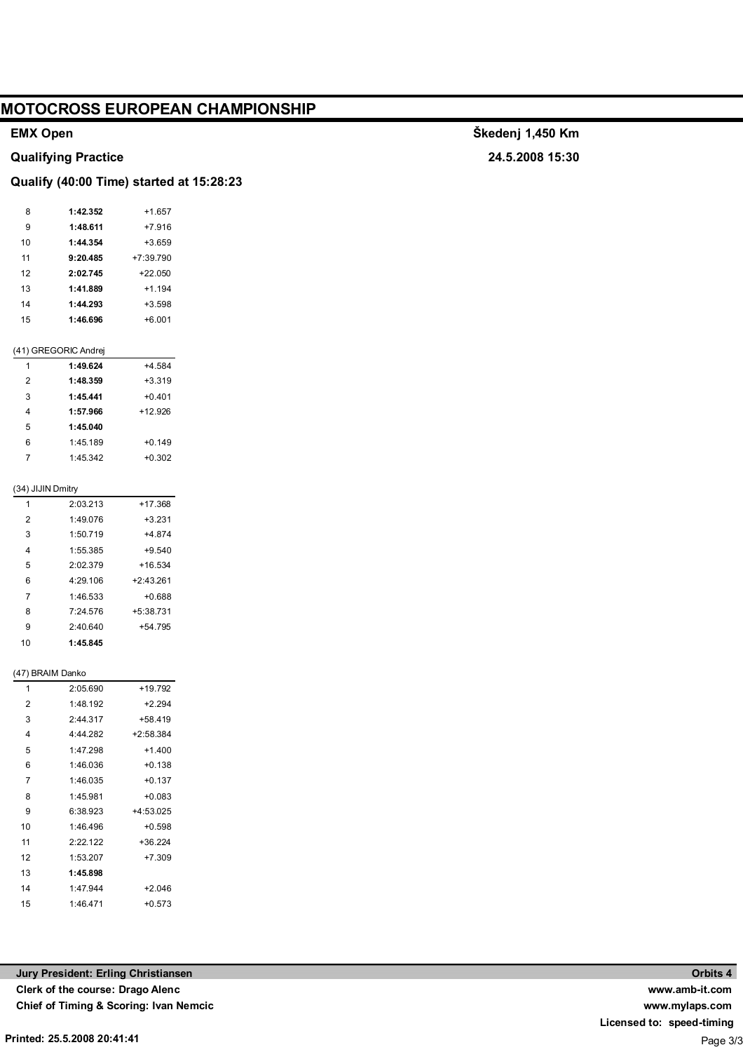# MOTOCROSS EUROPEAN CHAMPIONSHIP

**EMX Open** **Škedenj 1,450 Km**

**Qualifying Practice** **24.5.2008 15:30**

**Qualify (40:00 Time) started at 15:28:23**

| | | |
|---|---|---|
| 8 | **1:42.352** | +1.657 |
| 9 | **1:48.611** | +7.916 |
| 10 | **1:44.354** | +3.659 |
| 11 | **9:20.485** | +7:39.790 |
| 12 | **2:02.745** | +22.050 |
| 13 | **1:41.889** | +1.194 |
| 14 | **1:44.293** | +3.598 |
| 15 | **1:46.696** | +6.001 |

(41) GREGORIC Andrej

| | | |
|---|---|---|
| 1 | **1:49.624** | +4.584 |
| 2 | **1:48.359** | +3.319 |
| 3 | **1:45.441** | +0.401 |
| 4 | **1:57.966** | +12.926 |
| 5 | **1:45.040** | |
| 6 | 1:45.189 | +0.149 |
| 7 | 1:45.342 | +0.302 |

(34) JIJIN Dmitry

| | | |
|---|---|---|
| 1 | 2:03.213 | +17.368 |
| 2 | 1:49.076 | +3.231 |
| 3 | 1:50.719 | +4.874 |
| 4 | 1:55.385 | +9.540 |
| 5 | 2:02.379 | +16.534 |
| 6 | 4:29.106 | +2:43.261 |
| 7 | 1:46.533 | +0.688 |
| 8 | 7:24.576 | +5:38.731 |
| 9 | 2:40.640 | +54.795 |
| 10 | **1:45.845** | |

(47) BRAIM Danko

| | | |
|---|---|---|
| 1 | 2:05.690 | +19.792 |
| 2 | 1:48.192 | +2.294 |
| 3 | 2:44.317 | +58.419 |
| 4 | 4:44.282 | +2:58.384 |
| 5 | 1:47.298 | +1.400 |
| 6 | 1:46.036 | +0.138 |
| 7 | 1:46.035 | +0.137 |
| 8 | 1:45.981 | +0.083 |
| 9 | 6:38.923 | +4:53.025 |
| 10 | 1:46.496 | +0.598 |
| 11 | 2:22.122 | +36.224 |
| 12 | 1:53.207 | +7.309 |
| 13 | **1:45.898** | |
| 14 | 1:47.944 | +2.046 |
| 15 | 1:46.471 | +0.573 |

**Jury President: Erling Christiansen** **Orbits 4**

**Clerk of the course: Drago Alenc** **www.amb-it.com**

**Chief of Timing & Scoring: Ivan Nemcic** **www.mylaps.com**

**Licensed to: speed-timing**

**Printed: 25.5.2008 20:41:41**